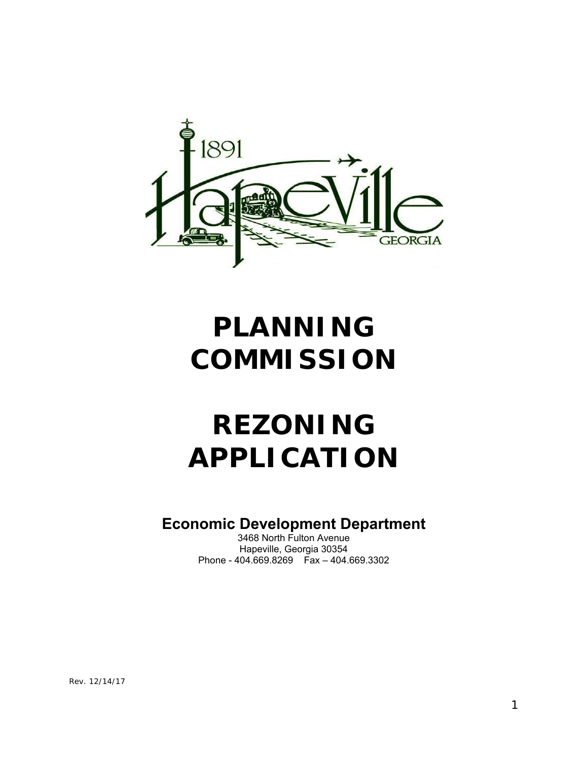# PLANNING COMMISSION

# REZONING APPLICATION

## Economic Development Department

3468 North Fulton Avenue
Hapeville, Georgia 30354
Phone - 404.669.8269 Fax – 404.669.3302

Rev. 12/14/17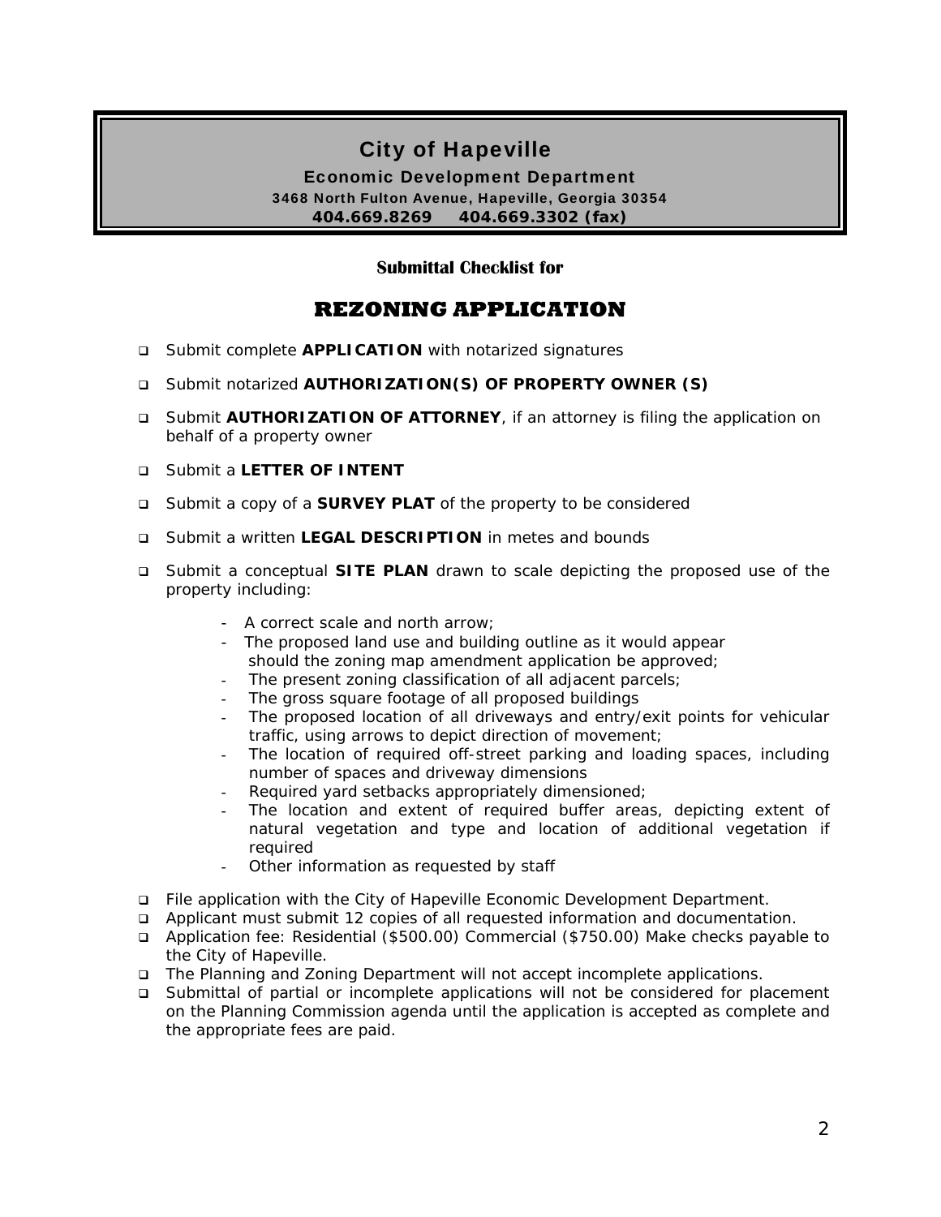# City of Hapeville

**Economic Development Department**

**3468 North Fulton Avenue, Hapeville, Georgia 30354**

**404.669.8269 404.669.3302 (fax)**

**Submittal Checklist for**

## REZONING APPLICATION

- ❑ Submit complete **APPLICATION** with notarized signatures
- ❑ Submit notarized **AUTHORIZATION(S) OF PROPERTY OWNER (S)**
- ❑ Submit **AUTHORIZATION OF ATTORNEY**, if an attorney is filing the application on behalf of a property owner
- ❑ Submit a **LETTER OF INTENT**
- ❑ Submit a copy of a **SURVEY PLAT** of the property to be considered
- ❑ Submit a written **LEGAL DESCRIPTION** in metes and bounds
- ❑ Submit a conceptual **SITE PLAN** drawn to scale depicting the proposed use of the property including:
    - A correct scale and north arrow;
    - The proposed land use and building outline as it would appear should the zoning map amendment application be approved;
    - The present zoning classification of all adjacent parcels;
    - The gross square footage of all proposed buildings
    - The proposed location of all driveways and entry/exit points for vehicular traffic, using arrows to depict direction of movement;
    - The location of required off-street parking and loading spaces, including number of spaces and driveway dimensions
    - Required yard setbacks appropriately dimensioned;
    - The location and extent of required buffer areas, depicting extent of natural vegetation and type and location of additional vegetation if required
    - Other information as requested by staff
- ❑ File application with the City of Hapeville Economic Development Department.
- ❑ Applicant must submit 12 copies of all requested information and documentation.
- ❑ Application fee: Residential ($500.00) Commercial ($750.00) Make checks payable to the City of Hapeville.
- ❑ The Planning and Zoning Department will not accept incomplete applications.
- ❑ Submittal of partial or incomplete applications will not be considered for placement on the Planning Commission agenda until the application is accepted as complete and the appropriate fees are paid.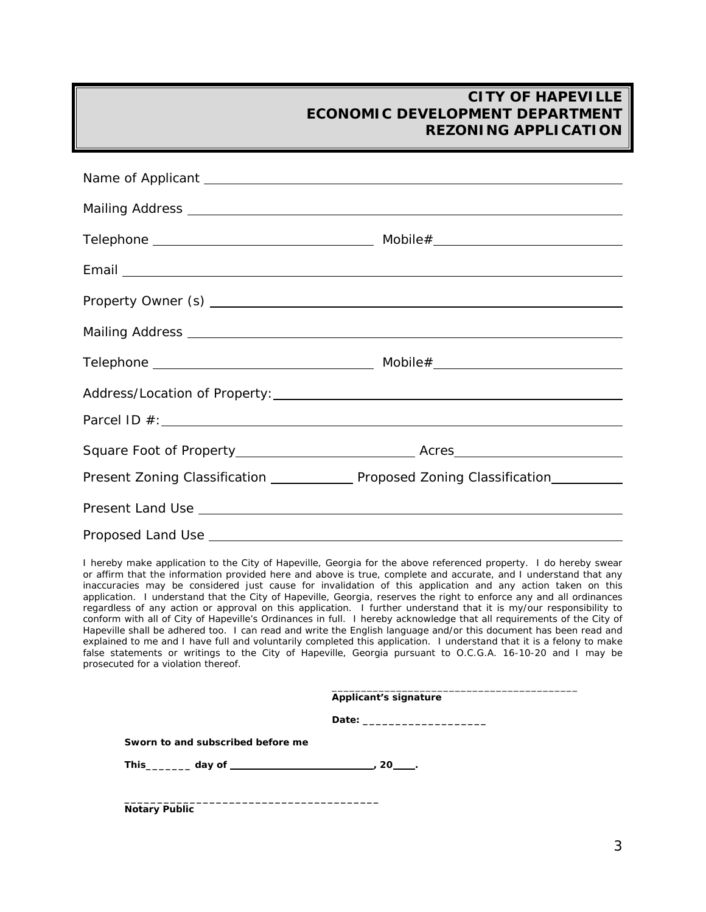# CITY OF HAPEVILLE
# ECONOMIC DEVELOPMENT DEPARTMENT
# REZONING APPLICATION

Name of Applicant ______________________________________________

Mailing Address ______________________________________________

Telephone ______________________ Mobile# ______________________

Email ______________________________________________

Property Owner (s) ______________________________________________

Mailing Address ______________________________________________

Telephone ______________________ Mobile# ______________________

Address/Location of Property: ______________________________________________

Parcel ID #: ______________________________________________

Square Foot of Property ______________________ Acres ______________________

Present Zoning Classification ____________ Proposed Zoning Classification __________

Present Land Use ______________________________________________

Proposed Land Use ______________________________________________

I hereby make application to the City of Hapeville, Georgia for the above referenced property. I do hereby swear or affirm that the information provided here and above is true, complete and accurate, and I understand that any inaccuracies may be considered just cause for invalidation of this application and any action taken on this application. I understand that the City of Hapeville, Georgia, reserves the right to enforce any and all ordinances regardless of any action or approval on this application. I further understand that it is my/our responsibility to conform with all of City of Hapeville's Ordinances in full. I hereby acknowledge that all requirements of the City of Hapeville shall be adhered too. I can read and write the English language and/or this document has been read and explained to me and I have full and voluntarily completed this application. I understand that it is a felony to make false statements or writings to the City of Hapeville, Georgia pursuant to O.C.G.A. 16-10-20 and I may be prosecuted for a violation thereof.

__________________________________________
**Applicant's signature**

**Date:** ____________________

**Sworn to and subscribed before me**

**This_______ day of __________________________, 20____.**

________________________________________
**Notary Public**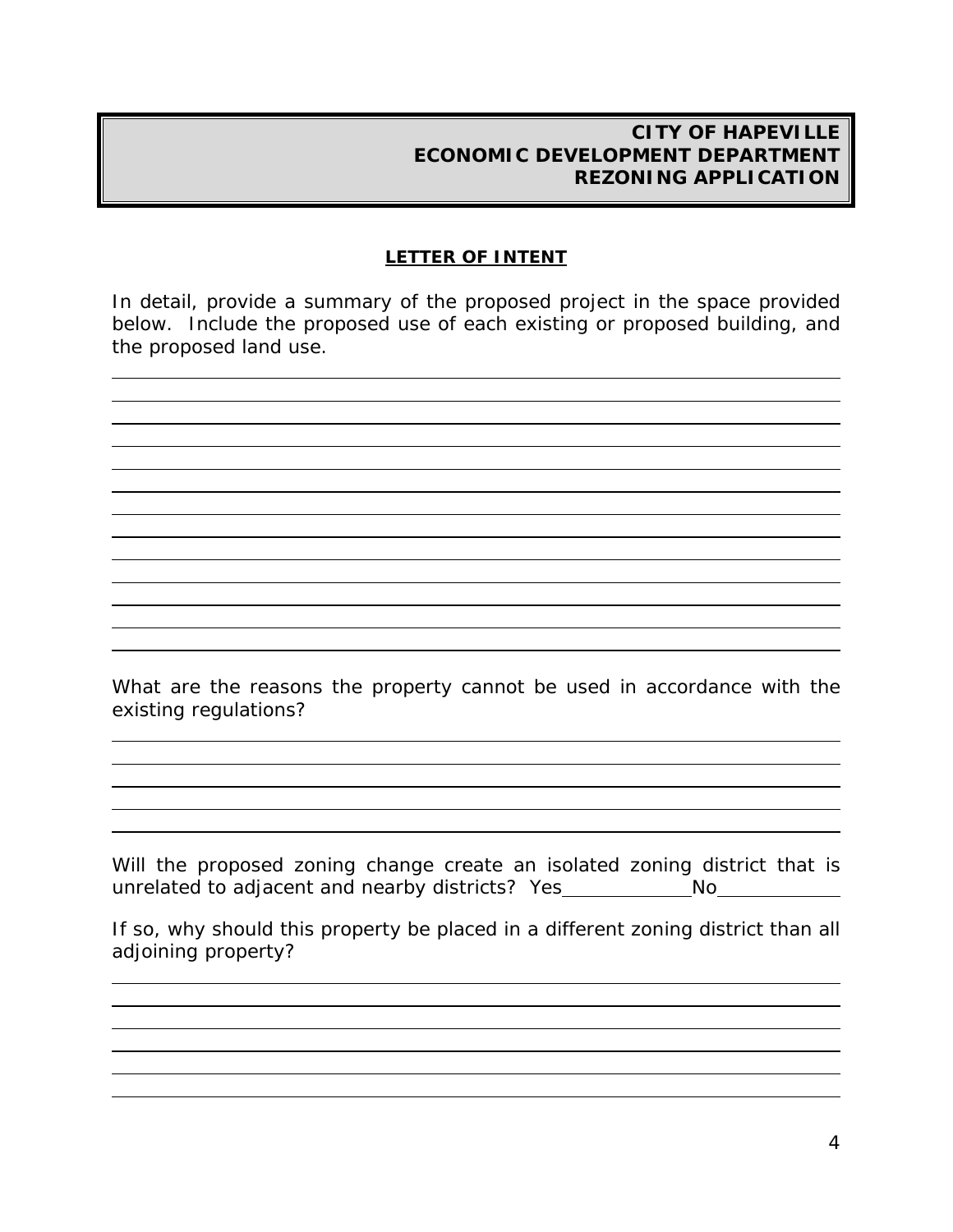**CITY OF HAPEVILLE**
**ECONOMIC DEVELOPMENT DEPARTMENT**
**REZONING APPLICATION**

## LETTER OF INTENT

In detail, provide a summary of the proposed project in the space provided below. Include the proposed use of each existing or proposed building, and the proposed land use.

______________________________________________________________________

______________________________________________________________________

______________________________________________________________________

______________________________________________________________________

______________________________________________________________________

______________________________________________________________________

______________________________________________________________________

______________________________________________________________________

______________________________________________________________________

______________________________________________________________________

______________________________________________________________________

______________________________________________________________________

What are the reasons the property cannot be used in accordance with the existing regulations?

______________________________________________________________________

______________________________________________________________________

______________________________________________________________________

______________________________________________________________________

Will the proposed zoning change create an isolated zoning district that is unrelated to adjacent and nearby districts? Yes____________ No____________

If so, why should this property be placed in a different zoning district than all adjoining property?

______________________________________________________________________

______________________________________________________________________

______________________________________________________________________

______________________________________________________________________

______________________________________________________________________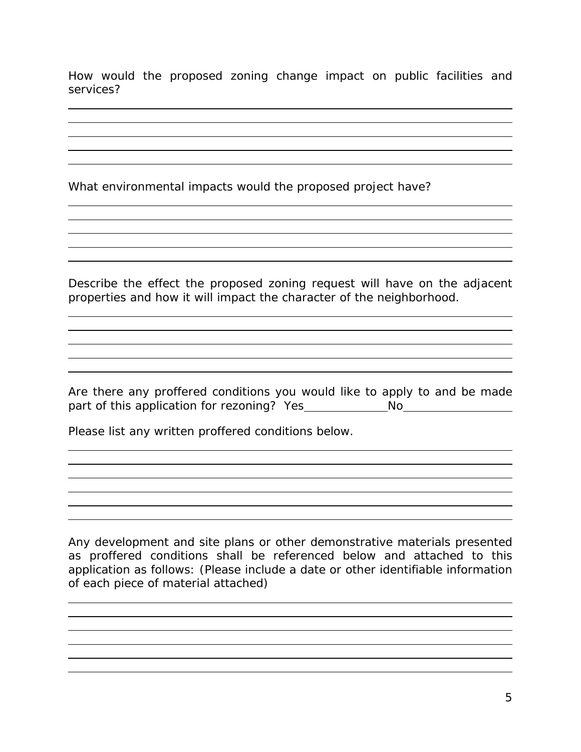How would the proposed zoning change impact on public facilities and services?

_______________________________________________________________________
_______________________________________________________________________
_______________________________________________________________________
_______________________________________________________________________
_______________________________________________________________________

What environmental impacts would the proposed project have?

_______________________________________________________________________
_______________________________________________________________________
_______________________________________________________________________
_______________________________________________________________________
_______________________________________________________________________

Describe the effect the proposed zoning request will have on the adjacent properties and how it will impact the character of the neighborhood.

_______________________________________________________________________
_______________________________________________________________________
_______________________________________________________________________
_______________________________________________________________________
_______________________________________________________________________

Are there any proffered conditions you would like to apply to and be made part of this application for rezoning? Yes_____________ No_________________

Please list any written proffered conditions below.

_______________________________________________________________________
_______________________________________________________________________
_______________________________________________________________________
_______________________________________________________________________
_______________________________________________________________________
_______________________________________________________________________

Any development and site plans or other demonstrative materials presented as proffered conditions shall be referenced below and attached to this application as follows: (Please include a date or other identifiable information of each piece of material attached)

_______________________________________________________________________
_______________________________________________________________________
_______________________________________________________________________
_______________________________________________________________________
_______________________________________________________________________
_______________________________________________________________________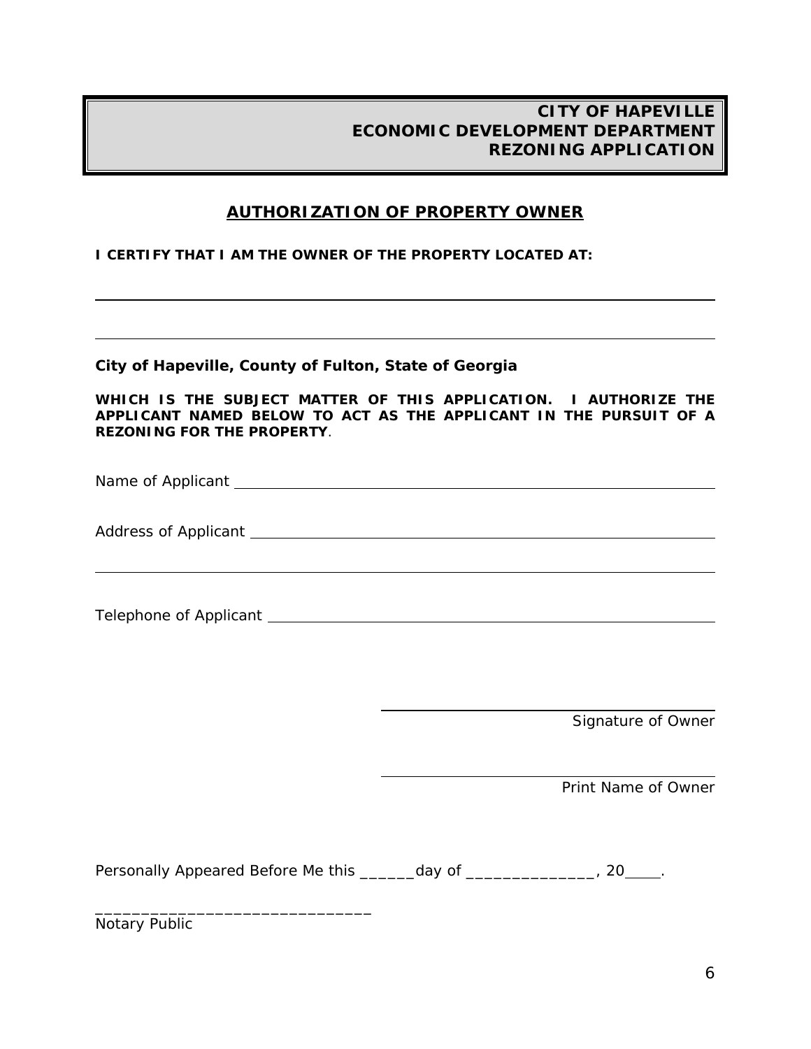**CITY OF HAPEVILLE**
**ECONOMIC DEVELOPMENT DEPARTMENT**
**REZONING APPLICATION**

## AUTHORIZATION OF PROPERTY OWNER

**I CERTIFY THAT I AM THE OWNER OF THE PROPERTY LOCATED AT:**

______________________________________________________________________

______________________________________________________________________

**City of Hapeville, County of Fulton, State of Georgia**

**WHICH IS THE SUBJECT MATTER OF THIS APPLICATION. I AUTHORIZE THE APPLICANT NAMED BELOW TO ACT AS THE APPLICANT IN THE PURSUIT OF A REZONING FOR THE PROPERTY**.

Name of Applicant ______________________________________________________

Address of Applicant ____________________________________________________

______________________________________________________________________

Telephone of Applicant __________________________________________________

_______________________________
Signature of Owner

_______________________________
Print Name of Owner

Personally Appeared Before Me this ______day of ______________, 20____.

______________________________
Notary Public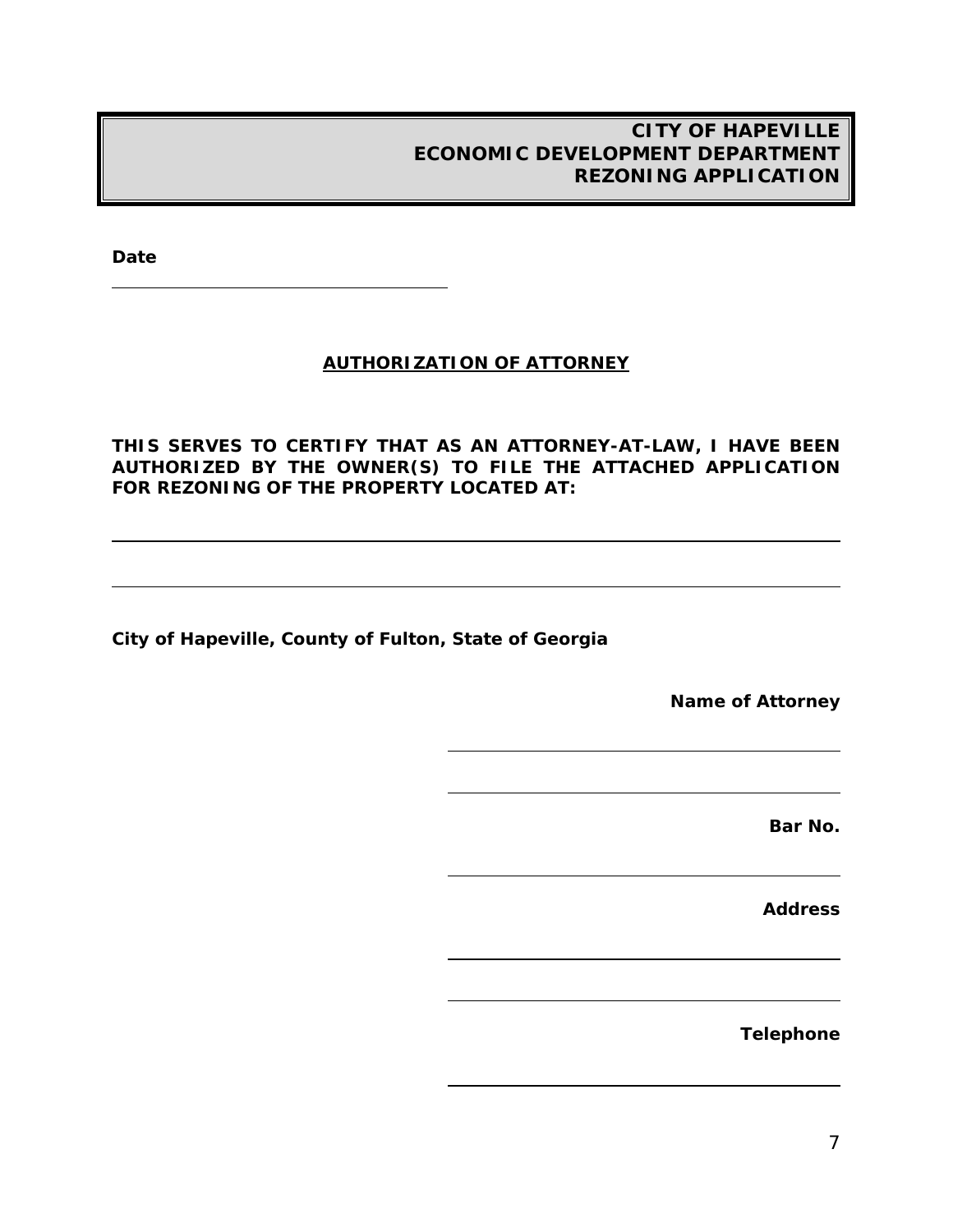**CITY OF HAPEVILLE**
**ECONOMIC DEVELOPMENT DEPARTMENT**
**REZONING APPLICATION**

**Date**

\_\_\_\_\_\_\_\_\_\_\_\_\_\_\_\_\_\_\_\_\_\_\_\_\_\_\_\_\_\_

## AUTHORIZATION OF ATTORNEY

**THIS SERVES TO CERTIFY THAT AS AN ATTORNEY-AT-LAW, I HAVE BEEN AUTHORIZED BY THE OWNER(S) TO FILE THE ATTACHED APPLICATION FOR REZONING OF THE PROPERTY LOCATED AT:**

\_\_\_\_\_\_\_\_\_\_\_\_\_\_\_\_\_\_\_\_\_\_\_\_\_\_\_\_\_\_\_\_\_\_\_\_\_\_\_\_\_\_\_\_\_\_\_\_\_\_\_\_\_\_\_\_\_\_\_\_

\_\_\_\_\_\_\_\_\_\_\_\_\_\_\_\_\_\_\_\_\_\_\_\_\_\_\_\_\_\_\_\_\_\_\_\_\_\_\_\_\_\_\_\_\_\_\_\_\_\_\_\_\_\_\_\_\_\_\_\_

**City of Hapeville, County of Fulton, State of Georgia**

**Name of Attorney**

\_\_\_\_\_\_\_\_\_\_\_\_\_\_\_\_\_\_\_\_\_\_\_\_\_\_\_\_\_\_

\_\_\_\_\_\_\_\_\_\_\_\_\_\_\_\_\_\_\_\_\_\_\_\_\_\_\_\_\_\_

**Bar No.**

\_\_\_\_\_\_\_\_\_\_\_\_\_\_\_\_\_\_\_\_\_\_\_\_\_\_\_\_\_\_

**Address**

\_\_\_\_\_\_\_\_\_\_\_\_\_\_\_\_\_\_\_\_\_\_\_\_\_\_\_\_\_\_

\_\_\_\_\_\_\_\_\_\_\_\_\_\_\_\_\_\_\_\_\_\_\_\_\_\_\_\_\_\_

**Telephone**

\_\_\_\_\_\_\_\_\_\_\_\_\_\_\_\_\_\_\_\_\_\_\_\_\_\_\_\_\_\_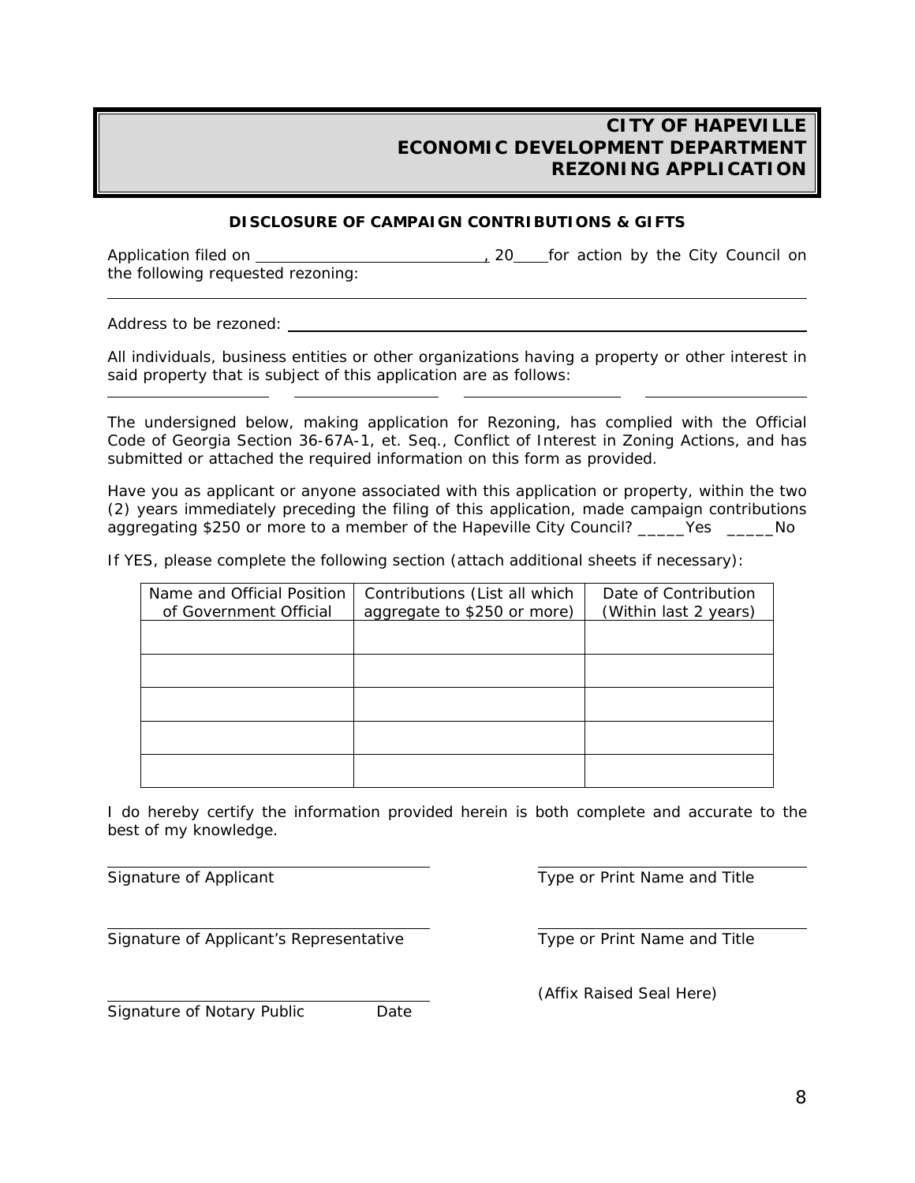# CITY OF HAPEVILLE
# ECONOMIC DEVELOPMENT DEPARTMENT
# REZONING APPLICATION

**DISCLOSURE OF CAMPAIGN CONTRIBUTIONS & GIFTS**

Application filed on ____________________________, 20____ for action by the City Council on the following requested rezoning:

______________________________________________________________________________

Address to be rezoned: ________________________________________________________

All individuals, business entities or other organizations having a property or other interest in said property that is subject of this application are as follows:

____________________ ____________________ ____________________ ____________________

The undersigned below, making application for Rezoning, has complied with the Official Code of Georgia Section 36-67A-1, et. Seq., Conflict of Interest in Zoning Actions, and has submitted or attached the required information on this form as provided.

Have you as applicant or anyone associated with this application or property, within the two (2) years immediately preceding the filing of this application, made campaign contributions aggregating $250 or more to a member of the Hapeville City Council? _____Yes _____No

If YES, please complete the following section (attach additional sheets if necessary):

| Name and Official Position of Government Official | Contributions (List all which aggregate to $250 or more) | Date of Contribution (Within last 2 years) |
|---|---|---|
| | | |
| | | |
| | | |
| | | |
| | | |

I do hereby certify the information provided herein is both complete and accurate to the best of my knowledge.

______________________________________ Signature of Applicant

______________________________________ Type or Print Name and Title

______________________________________ Signature of Applicant's Representative

______________________________________ Type or Print Name and Title

______________________________________ Signature of Notary Public Date

(Affix Raised Seal Here)